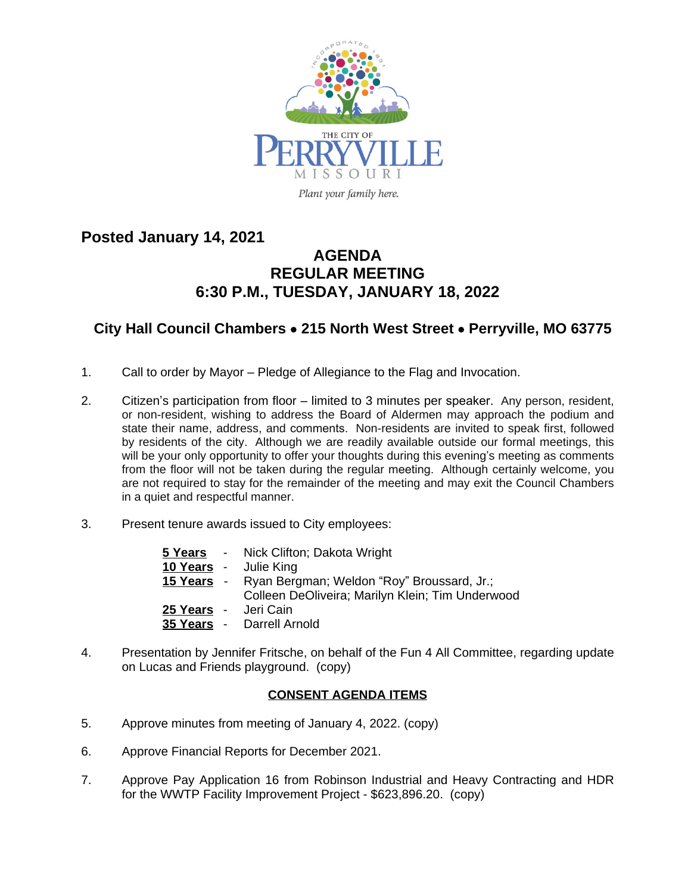THE CITY OF PERRYVILLE MISSOURI

*Plant your family here.*

**Posted January 14, 2021**

# AGENDA
# REGULAR MEETING
# 6:30 P.M., TUESDAY, JANUARY 18, 2022

## City Hall Council Chambers • 215 North West Street • Perryville, MO 63775

1. Call to order by Mayor – Pledge of Allegiance to the Flag and Invocation.

2. Citizen's participation from floor – limited to 3 minutes per speaker. Any person, resident, or non-resident, wishing to address the Board of Aldermen may approach the podium and state their name, address, and comments. Non-residents are invited to speak first, followed by residents of the city. Although we are readily available outside our formal meetings, this will be your only opportunity to offer your thoughts during this evening's meeting as comments from the floor will not be taken during the regular meeting. Although certainly welcome, you are not required to stay for the remainder of the meeting and may exit the Council Chambers in a quiet and respectful manner.

3. Present tenure awards issued to City employees:

   **5 Years** - Nick Clifton; Dakota Wright
   **10 Years** - Julie King
   **15 Years** - Ryan Bergman; Weldon "Roy" Broussard, Jr.; Colleen DeOliveira; Marilyn Klein; Tim Underwood
   **25 Years** - Jeri Cain
   **35 Years** - Darrell Arnold

4. Presentation by Jennifer Fritsche, on behalf of the Fun 4 All Committee, regarding update on Lucas and Friends playground. (copy)

### CONSENT AGENDA ITEMS

5. Approve minutes from meeting of January 4, 2022. (copy)

6. Approve Financial Reports for December 2021.

7. Approve Pay Application 16 from Robinson Industrial and Heavy Contracting and HDR for the WWTP Facility Improvement Project - $623,896.20. (copy)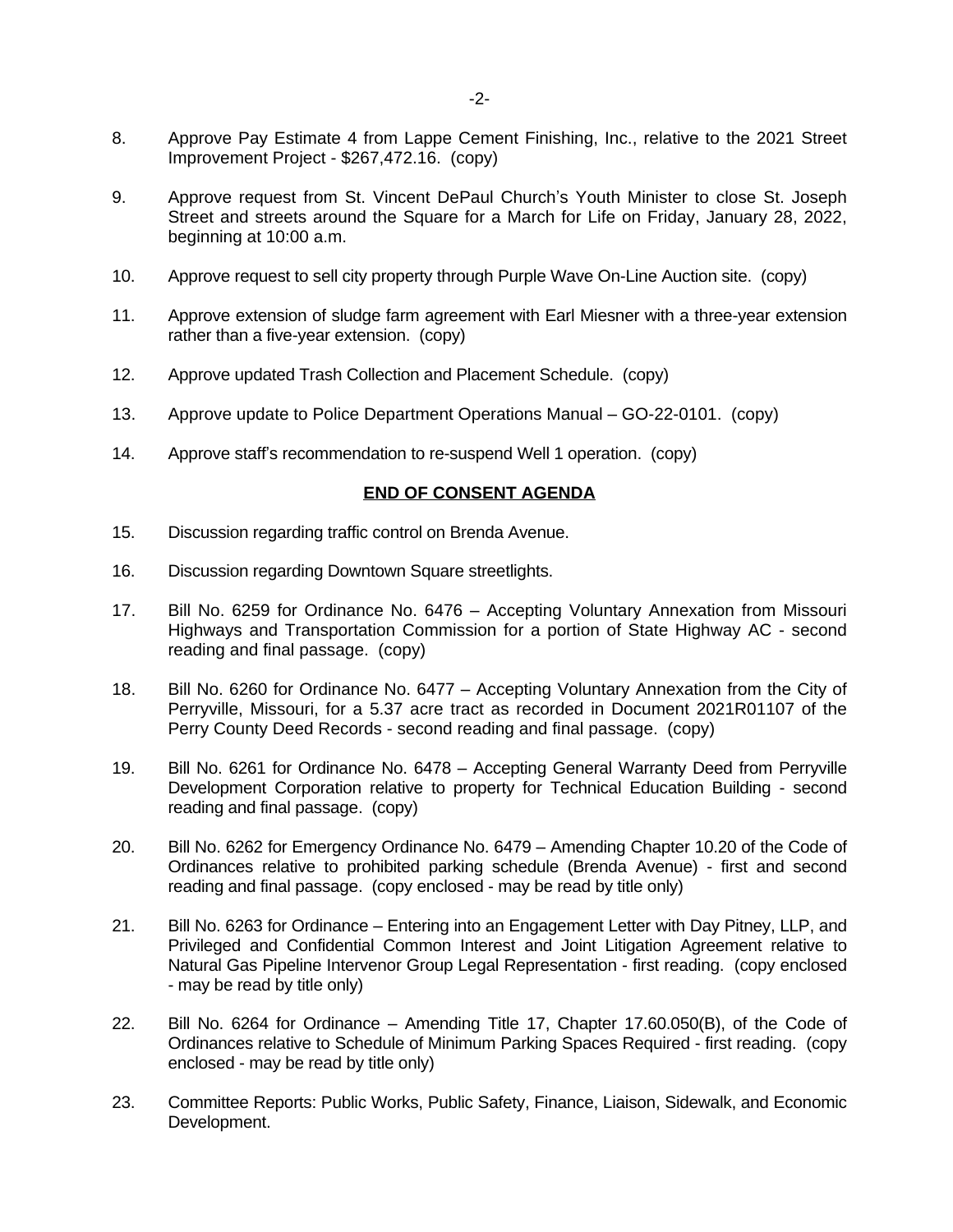8. Approve Pay Estimate 4 from Lappe Cement Finishing, Inc., relative to the 2021 Street Improvement Project - $267,472.16. (copy)

9. Approve request from St. Vincent DePaul Church's Youth Minister to close St. Joseph Street and streets around the Square for a March for Life on Friday, January 28, 2022, beginning at 10:00 a.m.

10. Approve request to sell city property through Purple Wave On-Line Auction site. (copy)

11. Approve extension of sludge farm agreement with Earl Miesner with a three-year extension rather than a five-year extension. (copy)

12. Approve updated Trash Collection and Placement Schedule. (copy)

13. Approve update to Police Department Operations Manual – GO-22-0101. (copy)

14. Approve staff's recommendation to re-suspend Well 1 operation. (copy)

**END OF CONSENT AGENDA**

15. Discussion regarding traffic control on Brenda Avenue.

16. Discussion regarding Downtown Square streetlights.

17. Bill No. 6259 for Ordinance No. 6476 – Accepting Voluntary Annexation from Missouri Highways and Transportation Commission for a portion of State Highway AC - second reading and final passage. (copy)

18. Bill No. 6260 for Ordinance No. 6477 – Accepting Voluntary Annexation from the City of Perryville, Missouri, for a 5.37 acre tract as recorded in Document 2021R01107 of the Perry County Deed Records - second reading and final passage. (copy)

19. Bill No. 6261 for Ordinance No. 6478 – Accepting General Warranty Deed from Perryville Development Corporation relative to property for Technical Education Building - second reading and final passage. (copy)

20. Bill No. 6262 for Emergency Ordinance No. 6479 – Amending Chapter 10.20 of the Code of Ordinances relative to prohibited parking schedule (Brenda Avenue) - first and second reading and final passage. (copy enclosed - may be read by title only)

21. Bill No. 6263 for Ordinance – Entering into an Engagement Letter with Day Pitney, LLP, and Privileged and Confidential Common Interest and Joint Litigation Agreement relative to Natural Gas Pipeline Intervenor Group Legal Representation - first reading. (copy enclosed - may be read by title only)

22. Bill No. 6264 for Ordinance – Amending Title 17, Chapter 17.60.050(B), of the Code of Ordinances relative to Schedule of Minimum Parking Spaces Required - first reading. (copy enclosed - may be read by title only)

23. Committee Reports: Public Works, Public Safety, Finance, Liaison, Sidewalk, and Economic Development.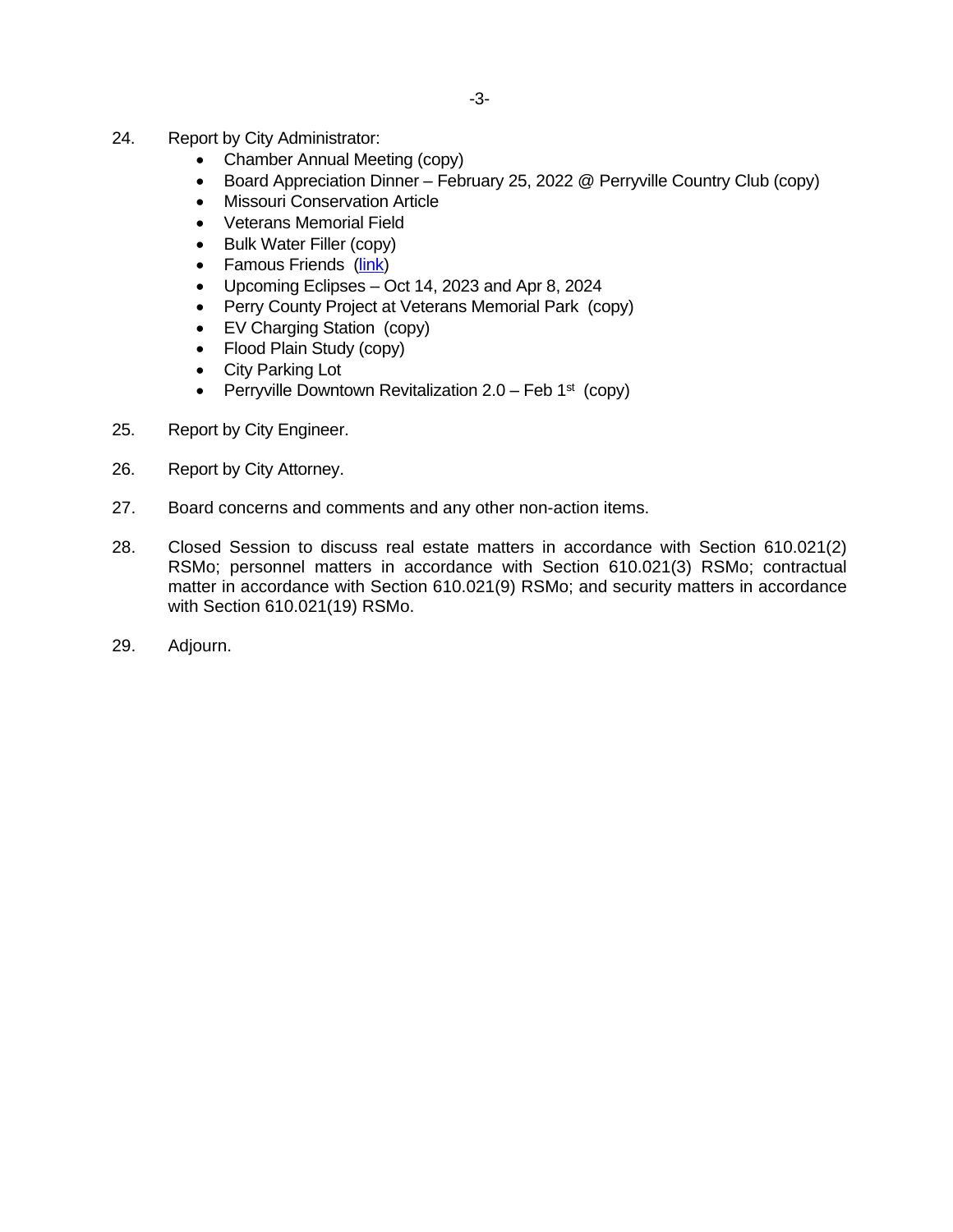24. Report by City Administrator:
    - Chamber Annual Meeting (copy)
    - Board Appreciation Dinner – February 25, 2022 @ Perryville Country Club (copy)
    - Missouri Conservation Article
    - Veterans Memorial Field
    - Bulk Water Filler (copy)
    - Famous Friends (link)
    - Upcoming Eclipses – Oct 14, 2023 and Apr 8, 2024
    - Perry County Project at Veterans Memorial Park (copy)
    - EV Charging Station (copy)
    - Flood Plain Study (copy)
    - City Parking Lot
    - Perryville Downtown Revitalization 2.0 – Feb 1st (copy)

25. Report by City Engineer.

26. Report by City Attorney.

27. Board concerns and comments and any other non-action items.

28. Closed Session to discuss real estate matters in accordance with Section 610.021(2) RSMo; personnel matters in accordance with Section 610.021(3) RSMo; contractual matter in accordance with Section 610.021(9) RSMo; and security matters in accordance with Section 610.021(19) RSMo.

29. Adjourn.